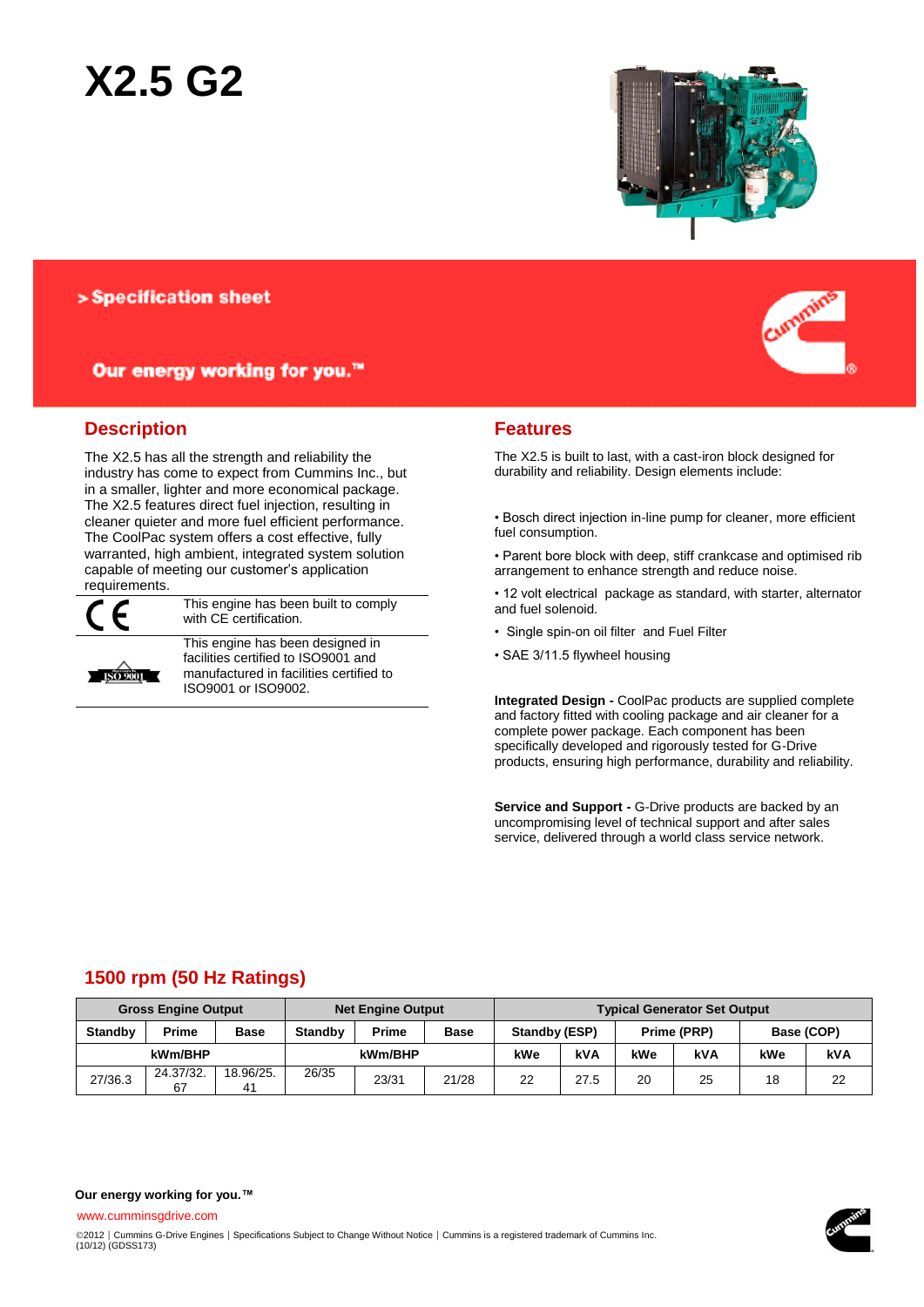# X2.5 G2

> Specification sheet

**Our energy working for you.™**

## Description

The X2.5 has all the strength and reliability the industry has come to expect from Cummins Inc., but in a smaller, lighter and more economical package. The X2.5 features direct fuel injection, resulting in cleaner quieter and more fuel efficient performance. The CoolPac system offers a cost effective, fully warranted, high ambient, integrated system solution capable of meeting our customer's application requirements.

| | |
|---|---|
| CE | This engine has been built to comply with CE certification. |
| ISO 9001 | This engine has been designed in facilities certified to ISO9001 and manufactured in facilities certified to ISO9001 or ISO9002. |

## Features

The X2.5 is built to last, with a cast-iron block designed for durability and reliability. Design elements include:

- Bosch direct injection in-line pump for cleaner, more efficient fuel consumption.
- Parent bore block with deep, stiff crankcase and optimised rib arrangement to enhance strength and reduce noise.
- 12 volt electrical package as standard, with starter, alternator and fuel solenoid.
- Single spin-on oil filter and Fuel Filter
- SAE 3/11.5 flywheel housing

**Integrated Design -** CoolPac products are supplied complete and factory fitted with cooling package and air cleaner for a complete power package. Each component has been specifically developed and rigorously tested for G-Drive products, ensuring high performance, durability and reliability.

**Service and Support -** G-Drive products are backed by an uncompromising level of technical support and after sales service, delivered through a world class service network.

## 1500 rpm (50 Hz Ratings)

| Gross Engine Output | | | Net Engine Output | | | Typical Generator Set Output | | | | | |
|---|---|---|---|---|---|---|---|---|---|---|---|
| Standby | Prime | Base | Standby | Prime | Base | Standby (ESP) | | Prime (PRP) | | Base (COP) | |
| kWm/BHP | | | kWm/BHP | | | kWe | kVA | kWe | kVA | kWe | kVA |
| 27/36.3 | 24.37/32.67 | 18.96/25.41 | 26/35 | 23/31 | 21/28 | 22 | 27.5 | 20 | 25 | 18 | 22 |

**Our energy working for you.™**

www.cumminsgdrive.com

©2012 | Cummins G-Drive Engines | Specifications Subject to Change Without Notice | Cummins is a registered trademark of Cummins Inc.
(10/12) (GDSS173)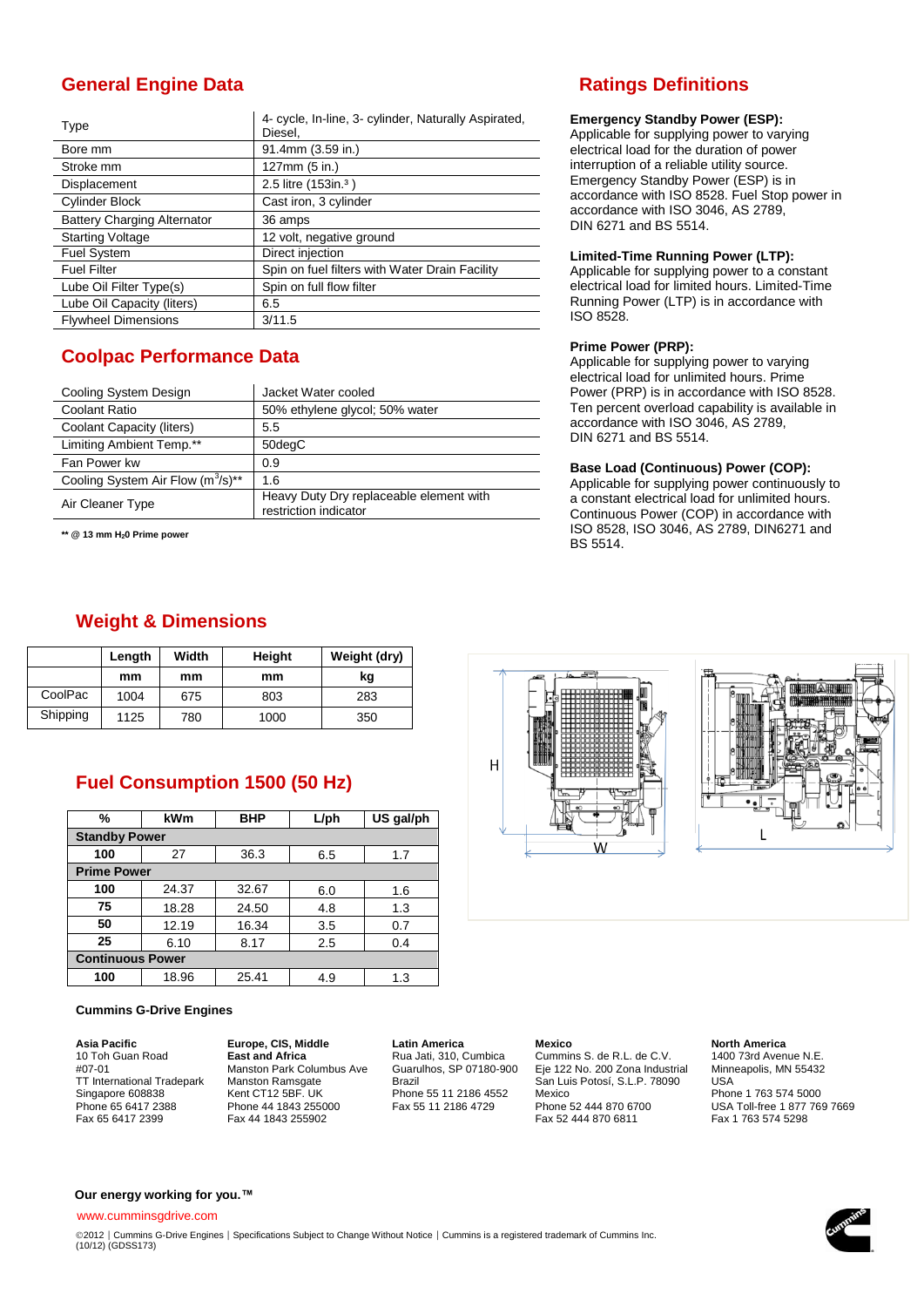## General Engine Data

| | |
|---|---|
| Type | 4- cycle, In-line, 3- cylinder, Naturally Aspirated, Diesel, |
| Bore mm | 91.4mm (3.59 in.) |
| Stroke mm | 127mm (5 in.) |
| Displacement | 2.5 litre (153in.$^3$ ) |
| Cylinder Block | Cast iron, 3 cylinder |
| Battery Charging Alternator | 36 amps |
| Starting Voltage | 12 volt, negative ground |
| Fuel System | Direct injection |
| Fuel Filter | Spin on fuel filters with Water Drain Facility |
| Lube Oil Filter Type(s) | Spin on full flow filter |
| Lube Oil Capacity (liters) | 6.5 |
| Flywheel Dimensions | 3/11.5 |

## Coolpac Performance Data

| | |
|---|---|
| Cooling System Design | Jacket Water cooled |
| Coolant Ratio | 50% ethylene glycol; 50% water |
| Coolant Capacity (liters) | 5.5 |
| Limiting Ambient Temp.** | 50degC |
| Fan Power kw | 0.9 |
| Cooling System Air Flow ($m^3$/s)** | 1.6 |
| Air Cleaner Type | Heavy Duty Dry replaceable element with restriction indicator |

** @ 13 mm $H_2$0 Prime power

## Ratings Definitions

**Emergency Standby Power (ESP):**
Applicable for supplying power to varying electrical load for the duration of power interruption of a reliable utility source. Emergency Standby Power (ESP) is in accordance with ISO 8528. Fuel Stop power in accordance with ISO 3046, AS 2789, DIN 6271 and BS 5514.

**Limited-Time Running Power (LTP):**
Applicable for supplying power to a constant electrical load for limited hours. Limited-Time Running Power (LTP) is in accordance with ISO 8528.

**Prime Power (PRP):**
Applicable for supplying power to varying electrical load for unlimited hours. Prime Power (PRP) is in accordance with ISO 8528. Ten percent overload capability is available in accordance with ISO 3046, AS 2789, DIN 6271 and BS 5514.

**Base Load (Continuous) Power (COP):**
Applicable for supplying power continuously to a constant electrical load for unlimited hours. Continuous Power (COP) in accordance with ISO 8528, ISO 3046, AS 2789, DIN6271 and BS 5514.

## Weight & Dimensions

| | Length | Width | Height | Weight (dry) |
|---|---|---|---|---|
| | mm | mm | mm | kg |
| CoolPac | 1004 | 675 | 803 | 283 |
| Shipping | 1125 | 780 | 1000 | 350 |

H

W

L

## Fuel Consumption 1500 (50 Hz)

| % | kWm | BHP | L/ph | US gal/ph |
|---|---|---|---|---|
| **Standby Power** | | | | |
| 100 | 27 | 36.3 | 6.5 | 1.7 |
| **Prime Power** | | | | |
| 100 | 24.37 | 32.67 | 6.0 | 1.6 |
| 75 | 18.28 | 24.50 | 4.8 | 1.3 |
| 50 | 12.19 | 16.34 | 3.5 | 0.7 |
| 25 | 6.10 | 8.17 | 2.5 | 0.4 |
| **Continuous Power** | | | | |
| 100 | 18.96 | 25.41 | 4.9 | 1.3 |

**Cummins G-Drive Engines**

**Asia Pacific**
10 Toh Guan Road
#07-01
TT International Tradepark
Singapore 608838
Phone 65 6417 2388
Fax 65 6417 2399

**Europe, CIS, Middle East and Africa**
Manston Park Columbus Ave
Manston Ramsgate
Kent CT12 5BF. UK
Phone 44 1843 255000
Fax 44 1843 255902

**Latin America**
Rua Jati, 310, Cumbica
Guarulhos, SP 07180-900
Brazil
Phone 55 11 2186 4552
Fax 55 11 2186 4729

**Mexico**
Cummins S. de R.L. de C.V.
Eje 122 No. 200 Zona Industrial
San Luis Potosí, S.L.P. 78090
Mexico
Phone 52 444 870 6700
Fax 52 444 870 6811

**North America**
1400 73rd Avenue N.E.
Minneapolis, MN 55432
USA
Phone 1 763 574 5000
USA Toll-free 1 877 769 7669
Fax 1 763 574 5298

**Our energy working for you.™**

www.cumminsgdrive.com

©2012 | Cummins G-Drive Engines | Specifications Subject to Change Without Notice | Cummins is a registered trademark of Cummins Inc.
(10/12) (GDSS173)